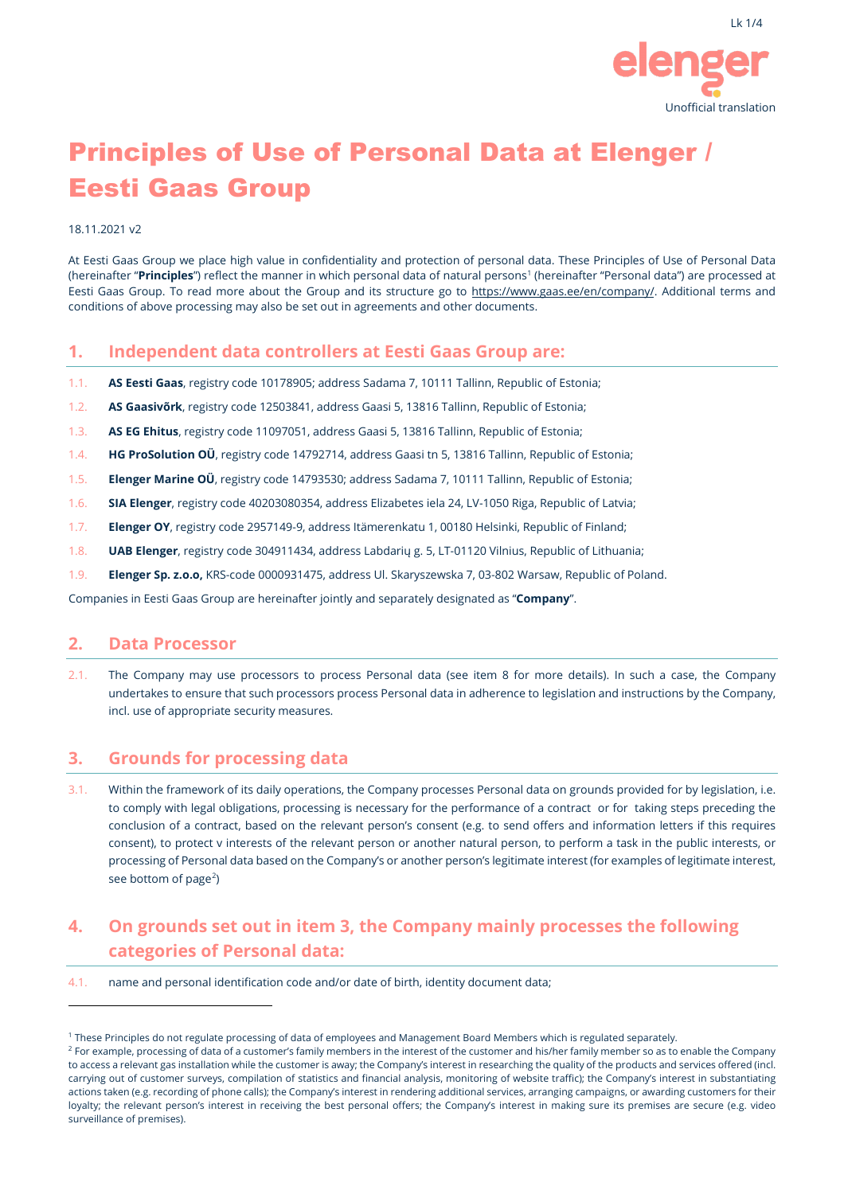Unofficial translation

# Principles of Use of Personal Data at Elenger / Eesti Gaas Group

18.11.2021 v2

At Eesti Gaas Group we place high value in confidentiality and protection of personal data. These Principles of Use of Personal Data (hereinafter "**Principles**") reflect the manner in which personal data of natural persons[1] (hereinafter "Personal data") are processed at Eesti Gaas Group. To read more about the Group and its structure go to https://www.gaas.ee/en/company/. Additional terms and conditions of above processing may also be set out in agreements and other documents.

## 1. Independent data controllers at Eesti Gaas Group are:

1.1. **AS Eesti Gaas**, registry code 10178905; address Sadama 7, 10111 Tallinn, Republic of Estonia;

1.2. **AS Gaasivõrk**, registry code 12503841, address Gaasi 5, 13816 Tallinn, Republic of Estonia;

1.3. **AS EG Ehitus**, registry code 11097051, address Gaasi 5, 13816 Tallinn, Republic of Estonia;

1.4. **HG ProSolution OÜ**, registry code 14792714, address Gaasi tn 5, 13816 Tallinn, Republic of Estonia;

1.5. **Elenger Marine OÜ**, registry code 14793530; address Sadama 7, 10111 Tallinn, Republic of Estonia;

1.6. **SIA Elenger**, registry code 40203080354, address Elizabetes iela 24, LV-1050 Riga, Republic of Latvia;

1.7. **Elenger OY**, registry code 2957149-9, address Itämerenkatu 1, 00180 Helsinki, Republic of Finland;

1.8. **UAB Elenger**, registry code 304911434, address Labdarių g. 5, LT-01120 Vilnius, Republic of Lithuania;

1.9. **Elenger Sp. z.o.o,** KRS-code 0000931475, address Ul. Skaryszewska 7, 03-802 Warsaw, Republic of Poland.

Companies in Eesti Gaas Group are hereinafter jointly and separately designated as "**Company**".

## 2. Data Processor

2.1. The Company may use processors to process Personal data (see item 8 for more details). In such a case, the Company undertakes to ensure that such processors process Personal data in adherence to legislation and instructions by the Company, incl. use of appropriate security measures.

## 3. Grounds for processing data

3.1. Within the framework of its daily operations, the Company processes Personal data on grounds provided for by legislation, i.e. to comply with legal obligations, processing is necessary for the performance of a contract or for taking steps preceding the conclusion of a contract, based on the relevant person's consent (e.g. to send offers and information letters if this requires consent), to protect v interests of the relevant person or another natural person, to perform a task in the public interests, or processing of Personal data based on the Company's or another person's legitimate interest (for examples of legitimate interest, see bottom of page[2])

## 4. On grounds set out in item 3, the Company mainly processes the following categories of Personal data:

4.1. name and personal identification code and/or date of birth, identity document data;

---

[1] These Principles do not regulate processing of data of employees and Management Board Members which is regulated separately.

[2] For example, processing of data of a customer's family members in the interest of the customer and his/her family member so as to enable the Company to access a relevant gas installation while the customer is away; the Company's interest in researching the quality of the products and services offered (incl. carrying out of customer surveys, compilation of statistics and financial analysis, monitoring of website traffic); the Company's interest in substantiating actions taken (e.g. recording of phone calls); the Company's interest in rendering additional services, arranging campaigns, or awarding customers for their loyalty; the relevant person's interest in receiving the best personal offers; the Company's interest in making sure its premises are secure (e.g. video surveillance of premises).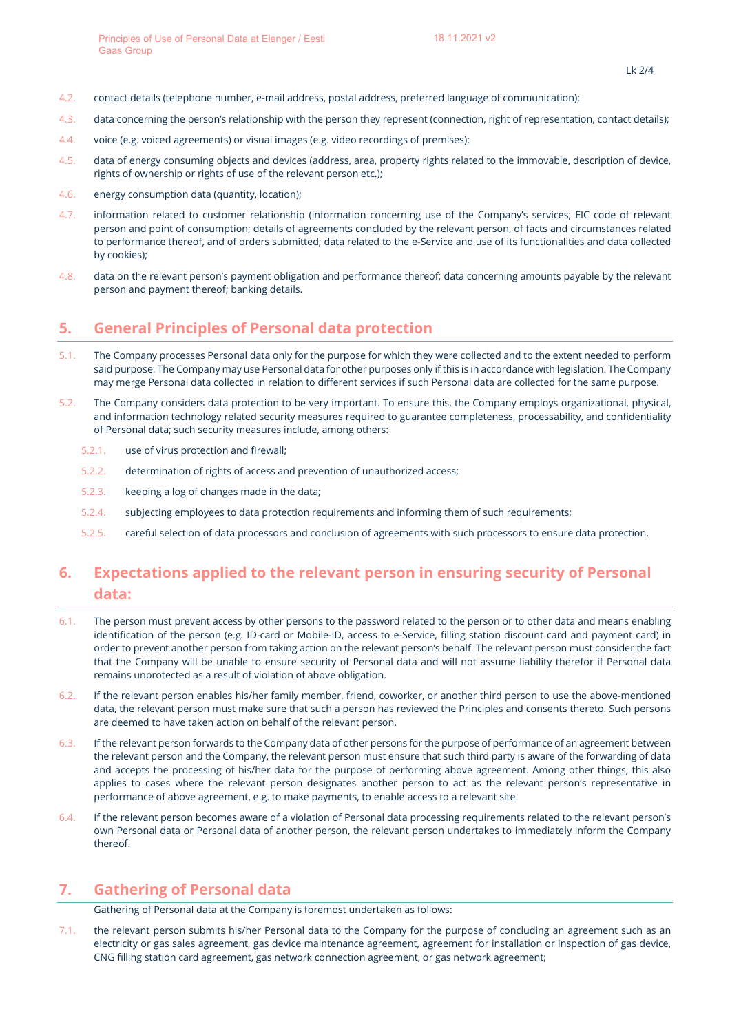4.2. contact details (telephone number, e-mail address, postal address, preferred language of communication);

4.3. data concerning the person's relationship with the person they represent (connection, right of representation, contact details);

4.4. voice (e.g. voiced agreements) or visual images (e.g. video recordings of premises);

4.5. data of energy consuming objects and devices (address, area, property rights related to the immovable, description of device, rights of ownership or rights of use of the relevant person etc.);

4.6. energy consumption data (quantity, location);

4.7. information related to customer relationship (information concerning use of the Company's services; EIC code of relevant person and point of consumption; details of agreements concluded by the relevant person, of facts and circumstances related to performance thereof, and of orders submitted; data related to the e-Service and use of its functionalities and data collected by cookies);

4.8. data on the relevant person's payment obligation and performance thereof; data concerning amounts payable by the relevant person and payment thereof; banking details.

## 5. General Principles of Personal data protection

5.1. The Company processes Personal data only for the purpose for which they were collected and to the extent needed to perform said purpose. The Company may use Personal data for other purposes only if this is in accordance with legislation. The Company may merge Personal data collected in relation to different services if such Personal data are collected for the same purpose.

5.2. The Company considers data protection to be very important. To ensure this, the Company employs organizational, physical, and information technology related security measures required to guarantee completeness, processability, and confidentiality of Personal data; such security measures include, among others:

- 5.2.1. use of virus protection and firewall;
- 5.2.2. determination of rights of access and prevention of unauthorized access;
- 5.2.3. keeping a log of changes made in the data;
- 5.2.4. subjecting employees to data protection requirements and informing them of such requirements;
- 5.2.5. careful selection of data processors and conclusion of agreements with such processors to ensure data protection.

## 6. Expectations applied to the relevant person in ensuring security of Personal data:

6.1. The person must prevent access by other persons to the password related to the person or to other data and means enabling identification of the person (e.g. ID-card or Mobile-ID, access to e-Service, filling station discount card and payment card) in order to prevent another person from taking action on the relevant person's behalf. The relevant person must consider the fact that the Company will be unable to ensure security of Personal data and will not assume liability therefor if Personal data remains unprotected as a result of violation of above obligation.

6.2. If the relevant person enables his/her family member, friend, coworker, or another third person to use the above-mentioned data, the relevant person must make sure that such a person has reviewed the Principles and consents thereto. Such persons are deemed to have taken action on behalf of the relevant person.

6.3. If the relevant person forwards to the Company data of other persons for the purpose of performance of an agreement between the relevant person and the Company, the relevant person must ensure that such third party is aware of the forwarding of data and accepts the processing of his/her data for the purpose of performing above agreement. Among other things, this also applies to cases where the relevant person designates another person to act as the relevant person's representative in performance of above agreement, e.g. to make payments, to enable access to a relevant site.

6.4. If the relevant person becomes aware of a violation of Personal data processing requirements related to the relevant person's own Personal data or Personal data of another person, the relevant person undertakes to immediately inform the Company thereof.

## 7. Gathering of Personal data

Gathering of Personal data at the Company is foremost undertaken as follows:

7.1. the relevant person submits his/her Personal data to the Company for the purpose of concluding an agreement such as an electricity or gas sales agreement, gas device maintenance agreement, agreement for installation or inspection of gas device, CNG filling station card agreement, gas network connection agreement, or gas network agreement;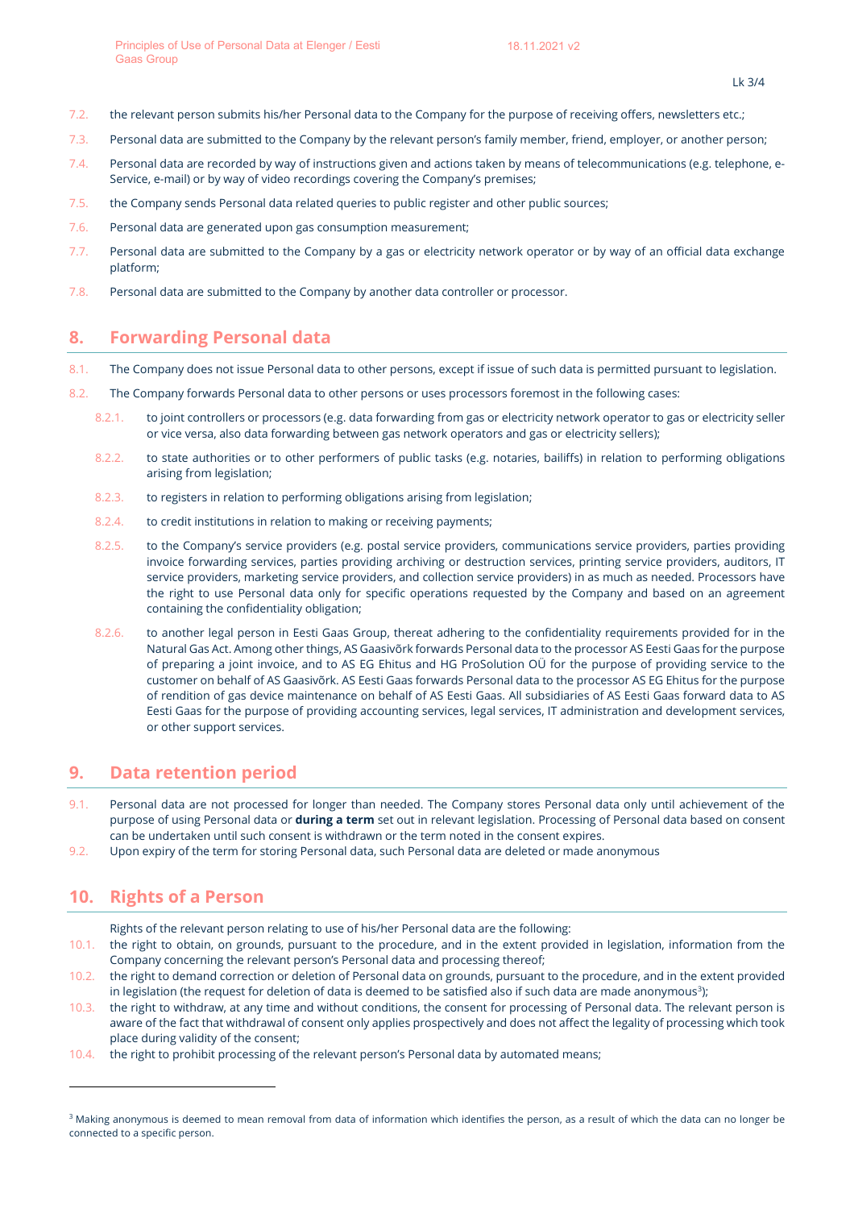7.2. the relevant person submits his/her Personal data to the Company for the purpose of receiving offers, newsletters etc.;

7.3. Personal data are submitted to the Company by the relevant person's family member, friend, employer, or another person;

7.4. Personal data are recorded by way of instructions given and actions taken by means of telecommunications (e.g. telephone, e-Service, e-mail) or by way of video recordings covering the Company's premises;

7.5. the Company sends Personal data related queries to public register and other public sources;

7.6. Personal data are generated upon gas consumption measurement;

7.7. Personal data are submitted to the Company by a gas or electricity network operator or by way of an official data exchange platform;

7.8. Personal data are submitted to the Company by another data controller or processor.

## 8. Forwarding Personal data

8.1. The Company does not issue Personal data to other persons, except if issue of such data is permitted pursuant to legislation.

8.2. The Company forwards Personal data to other persons or uses processors foremost in the following cases:

8.2.1. to joint controllers or processors (e.g. data forwarding from gas or electricity network operator to gas or electricity seller or vice versa, also data forwarding between gas network operators and gas or electricity sellers);

8.2.2. to state authorities or to other performers of public tasks (e.g. notaries, bailiffs) in relation to performing obligations arising from legislation;

8.2.3. to registers in relation to performing obligations arising from legislation;

8.2.4. to credit institutions in relation to making or receiving payments;

8.2.5. to the Company's service providers (e.g. postal service providers, communications service providers, parties providing invoice forwarding services, parties providing archiving or destruction services, printing service providers, auditors, IT service providers, marketing service providers, and collection service providers) in as much as needed. Processors have the right to use Personal data only for specific operations requested by the Company and based on an agreement containing the confidentiality obligation;

8.2.6. to another legal person in Eesti Gaas Group, thereat adhering to the confidentiality requirements provided for in the Natural Gas Act. Among other things, AS Gaasivõrk forwards Personal data to the processor AS Eesti Gaas for the purpose of preparing a joint invoice, and to AS EG Ehitus and HG ProSolution OÜ for the purpose of providing service to the customer on behalf of AS Gaasivõrk. AS Eesti Gaas forwards Personal data to the processor AS EG Ehitus for the purpose of rendition of gas device maintenance on behalf of AS Eesti Gaas. All subsidiaries of AS Eesti Gaas forward data to AS Eesti Gaas for the purpose of providing accounting services, legal services, IT administration and development services, or other support services.

## 9. Data retention period

9.1. Personal data are not processed for longer than needed. The Company stores Personal data only until achievement of the purpose of using Personal data or **during a term** set out in relevant legislation. Processing of Personal data based on consent can be undertaken until such consent is withdrawn or the term noted in the consent expires.

9.2. Upon expiry of the term for storing Personal data, such Personal data are deleted or made anonymous

## 10. Rights of a Person

Rights of the relevant person relating to use of his/her Personal data are the following:

10.1. the right to obtain, on grounds, pursuant to the procedure, and in the extent provided in legislation, information from the Company concerning the relevant person's Personal data and processing thereof;

10.2. the right to demand correction or deletion of Personal data on grounds, pursuant to the procedure, and in the extent provided in legislation (the request for deletion of data is deemed to be satisfied also if such data are made anonymous[3]);

10.3. the right to withdraw, at any time and without conditions, the consent for processing of Personal data. The relevant person is aware of the fact that withdrawal of consent only applies prospectively and does not affect the legality of processing which took place during validity of the consent;

10.4. the right to prohibit processing of the relevant person's Personal data by automated means;

---

[3] Making anonymous is deemed to mean removal from data of information which identifies the person, as a result of which the data can no longer be connected to a specific person.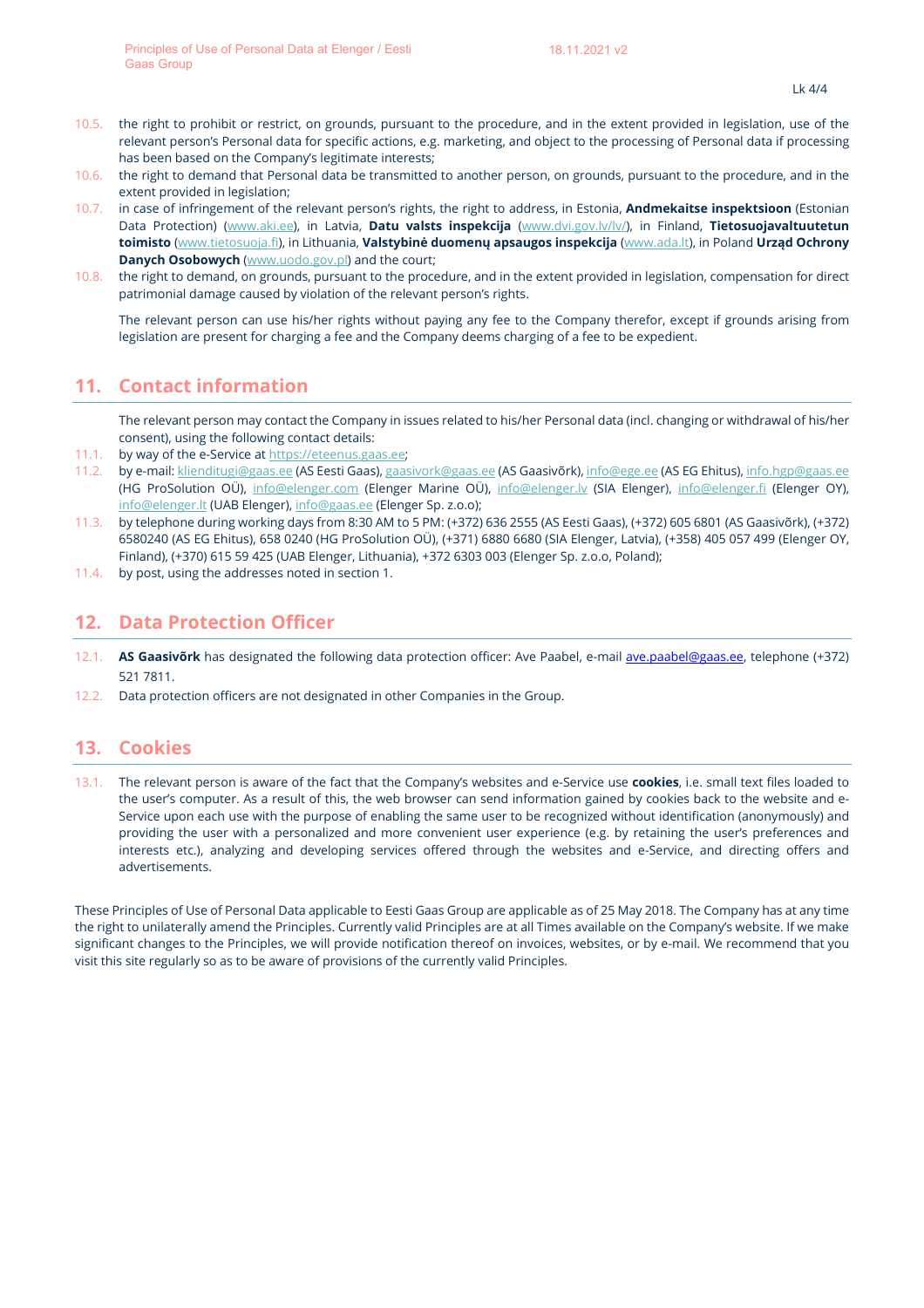10.5. the right to prohibit or restrict, on grounds, pursuant to the procedure, and in the extent provided in legislation, use of the relevant person's Personal data for specific actions, e.g. marketing, and object to the processing of Personal data if processing has been based on the Company's legitimate interests;

10.6. the right to demand that Personal data be transmitted to another person, on grounds, pursuant to the procedure, and in the extent provided in legislation;

10.7. in case of infringement of the relevant person's rights, the right to address, in Estonia, **Andmekaitse inspektsioon** (Estonian Data Protection) (www.aki.ee), in Latvia, **Datu valsts inspekcija** (www.dvi.gov.lv/lv/), in Finland, **Tietosuojavaltuutetun toimisto** (www.tietosuoja.fi), in Lithuania, **Valstybinė duomenų apsaugos inspekcija** (www.ada.lt), in Poland **Urząd Ochrony Danych Osobowych** (www.uodo.gov.pl) and the court;

10.8. the right to demand, on grounds, pursuant to the procedure, and in the extent provided in legislation, compensation for direct patrimonial damage caused by violation of the relevant person's rights.

The relevant person can use his/her rights without paying any fee to the Company therefor, except if grounds arising from legislation are present for charging a fee and the Company deems charging of a fee to be expedient.

## 11. Contact information

The relevant person may contact the Company in issues related to his/her Personal data (incl. changing or withdrawal of his/her consent), using the following contact details:

11.1. by way of the e-Service at https://eteenus.gaas.ee;

11.2. by e-mail: klienditugi@gaas.ee (AS Eesti Gaas), gaasivork@gaas.ee (AS Gaasivõrk), info@ege.ee (AS EG Ehitus), info.hgp@gaas.ee (HG ProSolution OÜ), info@elenger.com (Elenger Marine OÜ), info@elenger.lv (SIA Elenger), info@elenger.fi (Elenger OY), info@elenger.lt (UAB Elenger), info@gaas.ee (Elenger Sp. z.o.o);

11.3. by telephone during working days from 8:30 AM to 5 PM: (+372) 636 2555 (AS Eesti Gaas), (+372) 605 6801 (AS Gaasivõrk), (+372) 6580240 (AS EG Ehitus), 658 0240 (HG ProSolution OÜ), (+371) 6880 6680 (SIA Elenger, Latvia), (+358) 405 057 499 (Elenger OY, Finland), (+370) 615 59 425 (UAB Elenger, Lithuania), +372 6303 003 (Elenger Sp. z.o.o, Poland);

11.4. by post, using the addresses noted in section 1.

## 12. Data Protection Officer

12.1. **AS Gaasivõrk** has designated the following data protection officer: Ave Paabel, e-mail ave.paabel@gaas.ee, telephone (+372) 521 7811.

12.2. Data protection officers are not designated in other Companies in the Group.

## 13. Cookies

13.1. The relevant person is aware of the fact that the Company's websites and e-Service use **cookies**, i.e. small text files loaded to the user's computer. As a result of this, the web browser can send information gained by cookies back to the website and e-Service upon each use with the purpose of enabling the same user to be recognized without identification (anonymously) and providing the user with a personalized and more convenient user experience (e.g. by retaining the user's preferences and interests etc.), analyzing and developing services offered through the websites and e-Service, and directing offers and advertisements.

These Principles of Use of Personal Data applicable to Eesti Gaas Group are applicable as of 25 May 2018. The Company has at any time the right to unilaterally amend the Principles. Currently valid Principles are at all Times available on the Company's website. If we make significant changes to the Principles, we will provide notification thereof on invoices, websites, or by e-mail. We recommend that you visit this site regularly so as to be aware of provisions of the currently valid Principles.